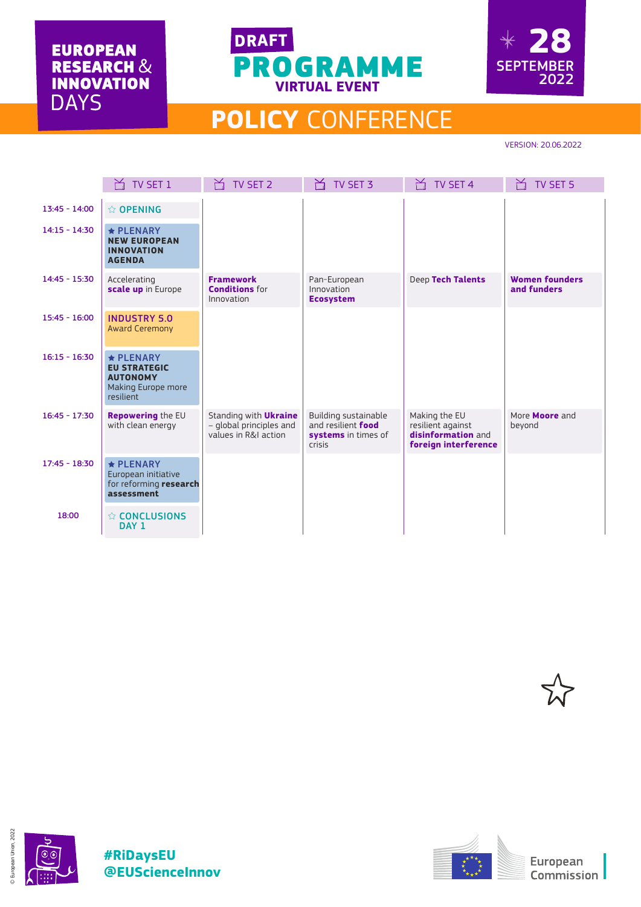# EUROPEAN RESEARCH & INNOVATION DAYS

## DRAFT PROGRAMME

**VIRTUAL EVENT**

**28 SEPTEMBER 2022**

## POLICY CONFERENCE

VERSION: 20.06.2022

| | TV SET 1 | TV SET 2 | TV SET 3 | TV SET 4 | TV SET 5 |
|---|---|---|---|---|---|
| 13:45 - 14:00 | ☆ OPENING | | | | |
| 14:15 - 14:30 | ★ PLENARY **NEW EUROPEAN INNOVATION AGENDA** | | | | |
| 14:45 - 15:30 | Accelerating **scale up** in Europe | **Framework Conditions** for Innovation | Pan-European Innovation **Ecosystem** | Deep **Tech Talents** | **Women founders and funders** |
| 15:45 - 16:00 | **INDUSTRY 5.0** Award Ceremony | | | | |
| 16:15 - 16:30 | ★ PLENARY **EU STRATEGIC AUTONOMY** Making Europe more resilient | | | | |
| 16:45 - 17:30 | **Repowering** the EU with clean energy | Standing with **Ukraine** – global principles and values in R&I action | Building sustainable and resilient **food systems** in times of crisis | Making the EU resilient against **disinformation** and **foreign interference** | More **Moore** and beyond |
| 17:45 - 18:30 | ★ PLENARY European initiative for reforming **research assessment** | | | | |
| 18:00 | ☆ CONCLUSIONS DAY 1 | | | | |

**#RiDaysEU**
**@EUScienceInnov**

European Commission

© European Union, 2022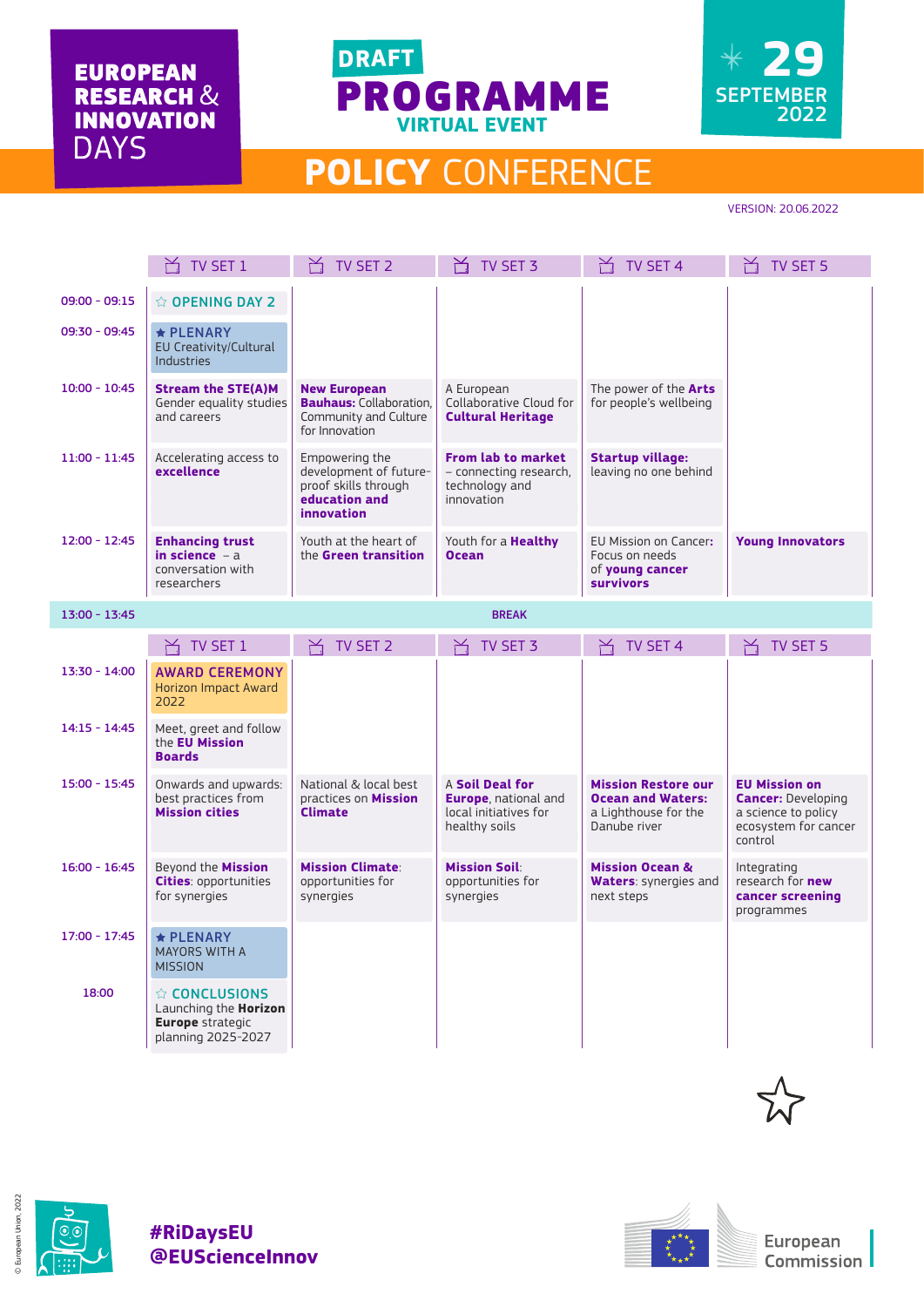# EUROPEAN RESEARCH & INNOVATION DAYS

# DRAFT PROGRAMME

## VIRTUAL EVENT

**29 SEPTEMBER 2022**

## POLICY CONFERENCE

VERSION: 20.06.2022

| | TV SET 1 | TV SET 2 | TV SET 3 | TV SET 4 | TV SET 5 |
|---|---|---|---|---|---|
| 09:00 - 09:15 | ☆ OPENING DAY 2 | | | | |
| 09:30 - 09:45 | ★ PLENARY EU Creativity/Cultural Industries | | | | |
| 10:00 - 10:45 | **Stream the STE(A)M** Gender equality studies and careers | **New European Bauhaus:** Collaboration, Community and Culture for Innovation | A European Collaborative Cloud for **Cultural Heritage** | The power of the **Arts** for people's wellbeing | |
| 11:00 - 11:45 | Accelerating access to **excellence** | Empowering the development of future-proof skills through **education and innovation** | **From lab to market** – connecting research, technology and innovation | **Startup village:** leaving no one behind | |
| 12:00 - 12:45 | **Enhancing trust in science** – a conversation with researchers | Youth at the heart of the **Green transition** | Youth for a **Healthy Ocean** | EU Mission on Cancer: Focus on needs of **young cancer survivors** | **Young Innovators** |
| 13:00 - 13:45 | BREAK | | | | |
| | TV SET 1 | TV SET 2 | TV SET 3 | TV SET 4 | TV SET 5 |
| 13:30 - 14:00 | AWARD CEREMONY Horizon Impact Award 2022 | | | | |
| 14:15 - 14:45 | Meet, greet and follow the **EU Mission Boards** | | | | |
| 15:00 - 15:45 | Onwards and upwards: best practices from **Mission cities** | National & local best practices on **Mission Climate** | A **Soil Deal for Europe**, national and local initiatives for healthy soils | **Mission Restore our Ocean and Waters:** a Lighthouse for the Danube river | **EU Mission on Cancer:** Developing a science to policy ecosystem for cancer control |
| 16:00 - 16:45 | Beyond the **Mission Cities**: opportunities for synergies | **Mission Climate**: opportunities for synergies | **Mission Soil**: opportunities for synergies | **Mission Ocean & Waters**: synergies and next steps | Integrating research for **new cancer screening** programmes |
| 17:00 - 17:45 | ★ PLENARY MAYORS WITH A MISSION | | | | |
| 18:00 | ☆ CONCLUSIONS Launching the **Horizon Europe** strategic planning 2025-2027 | | | | |

**#RiDaysEU**
**@EUScienceInnov**

European Commission

© European Union, 2022